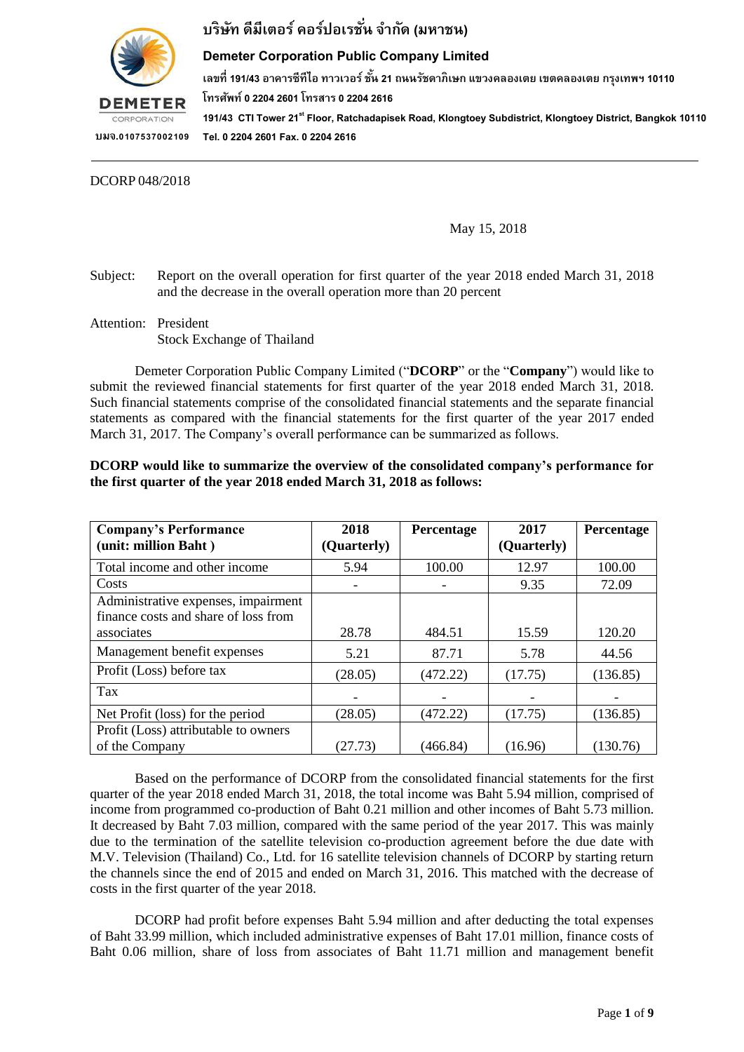**บริษัท ดีมีเตอร์ คอร์ปอเรชั่น จำกัด (มหาชน)**

**Demeter Corporation Public Company Limited**

เลขที่ 191/43 อาคารซีทีไอ ทาวเวอร์ ชั้น 21 ถนนรัชดาภิเษก แขวงคลองเตย เขตคลองเตย กรุงเทพฯ 10110
โทรศัพท์ 0 2204 2601 โทรสาร 0 2204 2616

191/43 CTI Tower 21st Floor, Ratchadapisek Road, Klongtoey Subdistrict, Klongtoey District, Bangkok 10110
Tel. 0 2204 2601 Fax. 0 2204 2616

บมจ.0107537002109

DCORP 048/2018

May 15, 2018

Subject: Report on the overall operation for first quarter of the year 2018 ended March 31, 2018 and the decrease in the overall operation more than 20 percent

Attention: President
Stock Exchange of Thailand

Demeter Corporation Public Company Limited ("**DCORP**" or the "**Company**") would like to submit the reviewed financial statements for first quarter of the year 2018 ended March 31, 2018. Such financial statements comprise of the consolidated financial statements and the separate financial statements as compared with the financial statements for the first quarter of the year 2017 ended March 31, 2017. The Company's overall performance can be summarized as follows.

**DCORP would like to summarize the overview of the consolidated company's performance for the first quarter of the year 2018 ended March 31, 2018 as follows:**

| Company's Performance (unit: million Baht ) | 2018 (Quarterly) | Percentage | 2017 (Quarterly) | Percentage |
|---|---|---|---|---|
| Total income and other income | 5.94 | 100.00 | 12.97 | 100.00 |
| Costs | - | - | 9.35 | 72.09 |
| Administrative expenses, impairment finance costs and share of loss from associates | 28.78 | 484.51 | 15.59 | 120.20 |
| Management benefit expenses | 5.21 | 87.71 | 5.78 | 44.56 |
| Profit (Loss) before tax | (28.05) | (472.22) | (17.75) | (136.85) |
| Tax | - | - | - | - |
| Net Profit (loss) for the period | (28.05) | (472.22) | (17.75) | (136.85) |
| Profit (Loss) attributable to owners of the Company | (27.73) | (466.84) | (16.96) | (130.76) |

Based on the performance of DCORP from the consolidated financial statements for the first quarter of the year 2018 ended March 31, 2018, the total income was Baht 5.94 million, comprised of income from programmed co-production of Baht 0.21 million and other incomes of Baht 5.73 million. It decreased by Baht 7.03 million, compared with the same period of the year 2017. This was mainly due to the termination of the satellite television co-production agreement before the due date with M.V. Television (Thailand) Co., Ltd. for 16 satellite television channels of DCORP by starting return the channels since the end of 2015 and ended on March 31, 2016. This matched with the decrease of costs in the first quarter of the year 2018.

DCORP had profit before expenses Baht 5.94 million and after deducting the total expenses of Baht 33.99 million, which included administrative expenses of Baht 17.01 million, finance costs of Baht 0.06 million, share of loss from associates of Baht 11.71 million and management benefit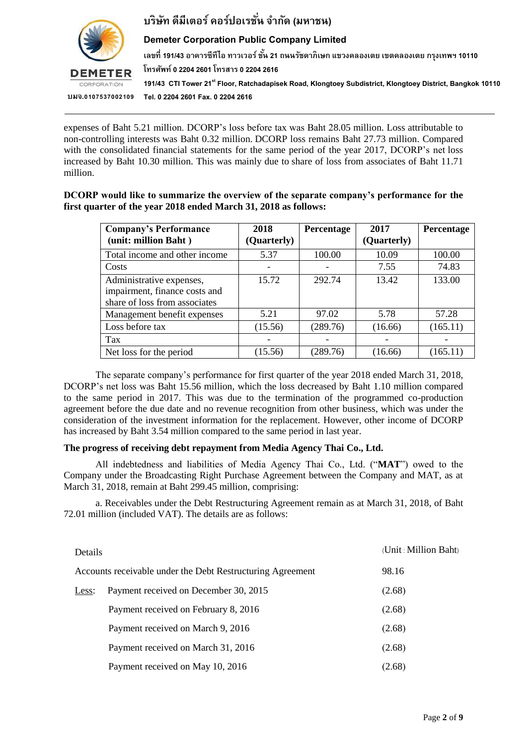expenses of Baht 5.21 million. DCORP's loss before tax was Baht 28.05 million. Loss attributable to non-controlling interests was Baht 0.32 million. DCORP loss remains Baht 27.73 million. Compared with the consolidated financial statements for the same period of the year 2017, DCORP's net loss increased by Baht 10.30 million. This was mainly due to share of loss from associates of Baht 11.71 million.

**DCORP would like to summarize the overview of the separate company's performance for the first quarter of the year 2018 ended March 31, 2018 as follows:**

| Company's Performance (unit: million Baht ) | 2018 (Quarterly) | Percentage | 2017 (Quarterly) | Percentage |
|---|---|---|---|---|
| Total income and other income | 5.37 | 100.00 | 10.09 | 100.00 |
| Costs | - | - | 7.55 | 74.83 |
| Administrative expenses, impairment, finance costs and share of loss from associates | 15.72 | 292.74 | 13.42 | 133.00 |
| Management benefit expenses | 5.21 | 97.02 | 5.78 | 57.28 |
| Loss before tax | (15.56) | (289.76) | (16.66) | (165.11) |
| Tax | - | - | - | - |
| Net loss for the period | (15.56) | (289.76) | (16.66) | (165.11) |

The separate company's performance for first quarter of the year 2018 ended March 31, 2018, DCORP's net loss was Baht 15.56 million, which the loss decreased by Baht 1.10 million compared to the same period in 2017. This was due to the termination of the programmed co-production agreement before the due date and no revenue recognition from other business, which was under the consideration of the investment information for the replacement. However, other income of DCORP has increased by Baht 3.54 million compared to the same period in last year.

**The progress of receiving debt repayment from Media Agency Thai Co., Ltd.**

All indebtedness and liabilities of Media Agency Thai Co., Ltd. ("**MAT**") owed to the Company under the Broadcasting Right Purchase Agreement between the Company and MAT, as at March 31, 2018, remain at Baht 299.45 million, comprising:

a. Receivables under the Debt Restructuring Agreement remain as at March 31, 2018, of Baht 72.01 million (included VAT). The details are as follows:

| Details | | (Unit : Million Baht) |
|---|---|---|
| Accounts receivable under the Debt Restructuring Agreement | | 98.16 |
| Less: | Payment received on December 30, 2015 | (2.68) |
| | Payment received on February 8, 2016 | (2.68) |
| | Payment received on March 9, 2016 | (2.68) |
| | Payment received on March 31, 2016 | (2.68) |
| | Payment received on May 10, 2016 | (2.68) |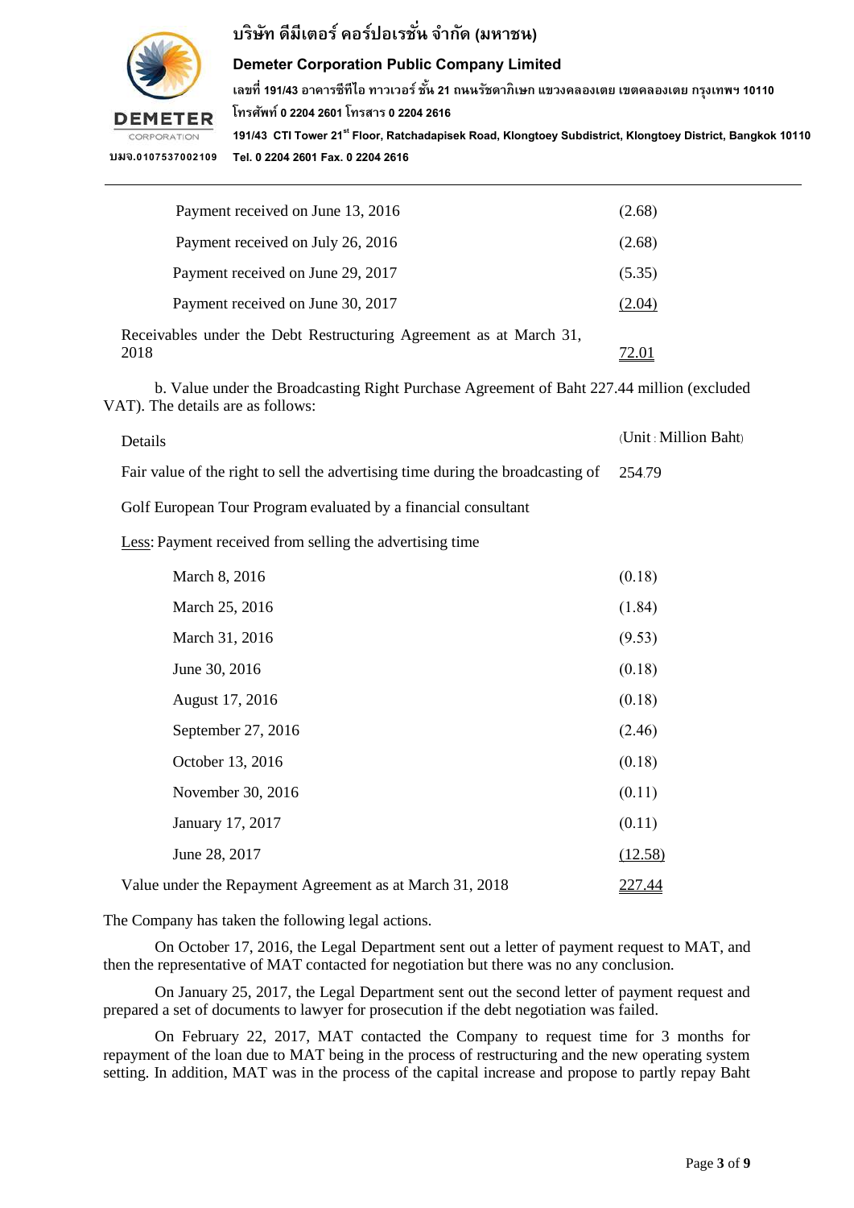| | |
|---|---|
| Payment received on June 13, 2016 | (2.68) |
| Payment received on July 26, 2016 | (2.68) |
| Payment received on June 29, 2017 | (5.35) |
| Payment received on June 30, 2017 | (2.04) |
| Receivables under the Debt Restructuring Agreement as at March 31, 2018 | 72.01 |

b. Value under the Broadcasting Right Purchase Agreement of Baht 227.44 million (excluded VAT). The details are as follows:

| Details | (Unit : Million Baht) |
|---|---|
| Fair value of the right to sell the advertising time during the broadcasting of Golf European Tour Program evaluated by a financial consultant | 254.79 |
| Less: Payment received from selling the advertising time | |
| March 8, 2016 | (0.18) |
| March 25, 2016 | (1.84) |
| March 31, 2016 | (9.53) |
| June 30, 2016 | (0.18) |
| August 17, 2016 | (0.18) |
| September 27, 2016 | (2.46) |
| October 13, 2016 | (0.18) |
| November 30, 2016 | (0.11) |
| January 17, 2017 | (0.11) |
| June 28, 2017 | (12.58) |
| Value under the Repayment Agreement as at March 31, 2018 | 227.44 |

The Company has taken the following legal actions.

On October 17, 2016, the Legal Department sent out a letter of payment request to MAT, and then the representative of MAT contacted for negotiation but there was no any conclusion.

On January 25, 2017, the Legal Department sent out the second letter of payment request and prepared a set of documents to lawyer for prosecution if the debt negotiation was failed.

On February 22, 2017, MAT contacted the Company to request time for 3 months for repayment of the loan due to MAT being in the process of restructuring and the new operating system setting. In addition, MAT was in the process of the capital increase and propose to partly repay Baht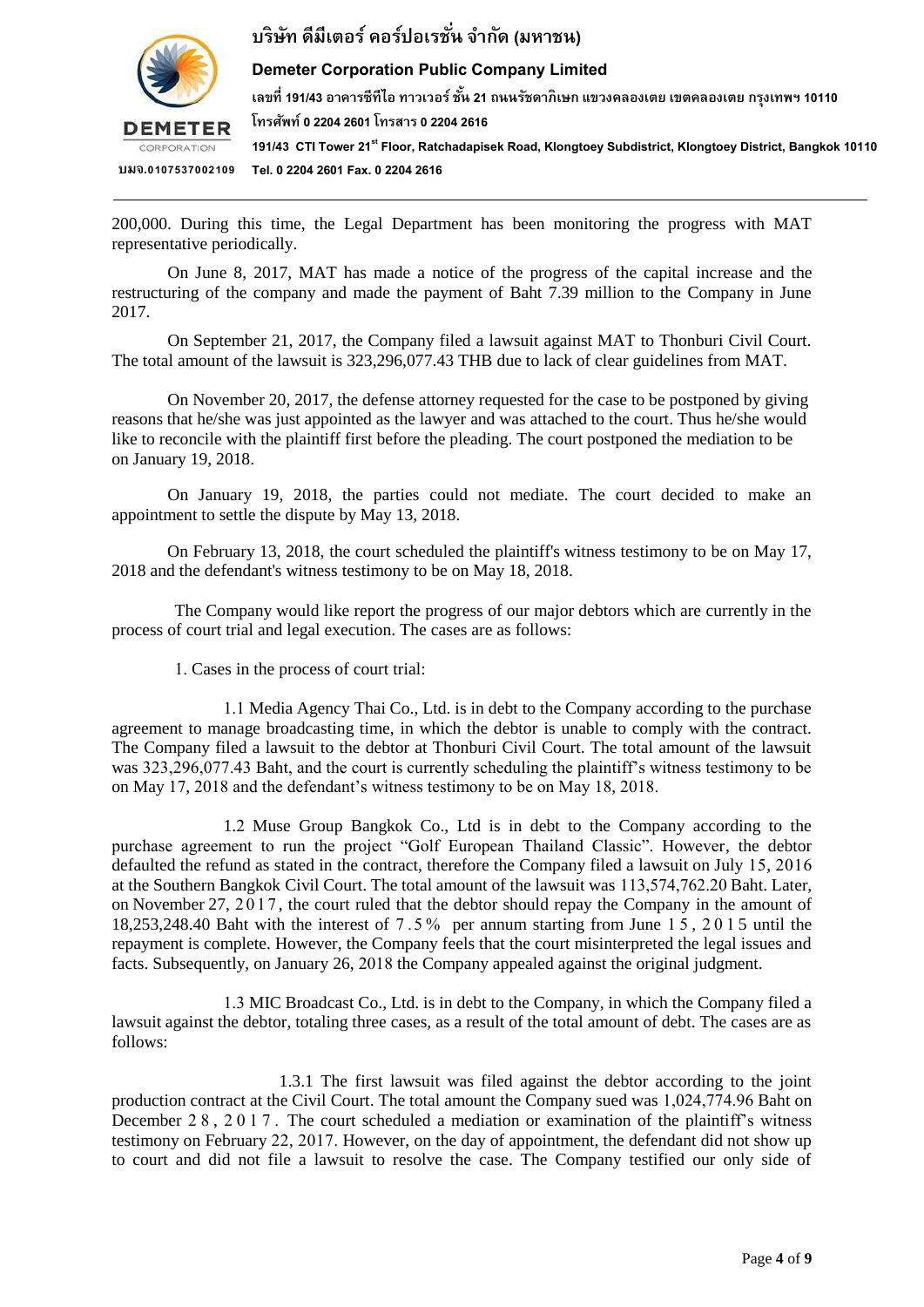200,000. During this time, the Legal Department has been monitoring the progress with MAT representative periodically.

On June 8, 2017, MAT has made a notice of the progress of the capital increase and the restructuring of the company and made the payment of Baht 7.39 million to the Company in June 2017.

On September 21, 2017, the Company filed a lawsuit against MAT to Thonburi Civil Court. The total amount of the lawsuit is 323,296,077.43 THB due to lack of clear guidelines from MAT.

On November 20, 2017, the defense attorney requested for the case to be postponed by giving reasons that he/she was just appointed as the lawyer and was attached to the court. Thus he/she would like to reconcile with the plaintiff first before the pleading. The court postponed the mediation to be on January 19, 2018.

On January 19, 2018, the parties could not mediate. The court decided to make an appointment to settle the dispute by May 13, 2018.

On February 13, 2018, the court scheduled the plaintiff's witness testimony to be on May 17, 2018 and the defendant's witness testimony to be on May 18, 2018.

The Company would like report the progress of our major debtors which are currently in the process of court trial and legal execution. The cases are as follows:

1. Cases in the process of court trial:

1.1 Media Agency Thai Co., Ltd. is in debt to the Company according to the purchase agreement to manage broadcasting time, in which the debtor is unable to comply with the contract. The Company filed a lawsuit to the debtor at Thonburi Civil Court. The total amount of the lawsuit was 323,296,077.43 Baht, and the court is currently scheduling the plaintiff's witness testimony to be on May 17, 2018 and the defendant's witness testimony to be on May 18, 2018.

1.2 Muse Group Bangkok Co., Ltd is in debt to the Company according to the purchase agreement to run the project "Golf European Thailand Classic". However, the debtor defaulted the refund as stated in the contract, therefore the Company filed a lawsuit on July 15, 2016 at the Southern Bangkok Civil Court. The total amount of the lawsuit was 113,574,762.20 Baht. Later, on November 27, 2017, the court ruled that the debtor should repay the Company in the amount of 18,253,248.40 Baht with the interest of 7.5% per annum starting from June 15, 2015 until the repayment is complete. However, the Company feels that the court misinterpreted the legal issues and facts. Subsequently, on January 26, 2018 the Company appealed against the original judgment.

1.3 MIC Broadcast Co., Ltd. is in debt to the Company, in which the Company filed a lawsuit against the debtor, totaling three cases, as a result of the total amount of debt. The cases are as follows:

1.3.1 The first lawsuit was filed against the debtor according to the joint production contract at the Civil Court. The total amount the Company sued was 1,024,774.96 Baht on December 28, 2017. The court scheduled a mediation or examination of the plaintiff's witness testimony on February 22, 2017. However, on the day of appointment, the defendant did not show up to court and did not file a lawsuit to resolve the case. The Company testified our only side of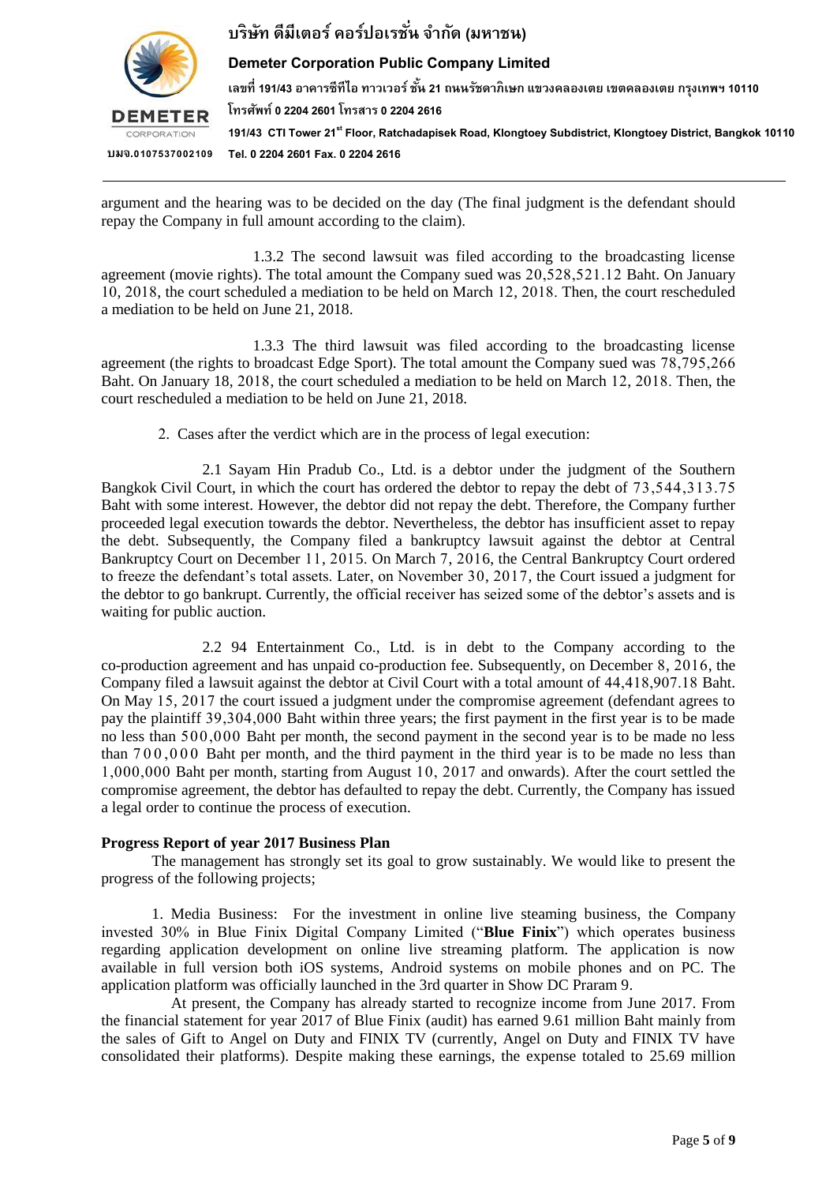argument and the hearing was to be decided on the day (The final judgment is the defendant should repay the Company in full amount according to the claim).

1.3.2 The second lawsuit was filed according to the broadcasting license agreement (movie rights). The total amount the Company sued was 20,528,521.12 Baht. On January 10, 2018, the court scheduled a mediation to be held on March 12, 2018. Then, the court rescheduled a mediation to be held on June 21, 2018.

1.3.3 The third lawsuit was filed according to the broadcasting license agreement (the rights to broadcast Edge Sport). The total amount the Company sued was 78,795,266 Baht. On January 18, 2018, the court scheduled a mediation to be held on March 12, 2018. Then, the court rescheduled a mediation to be held on June 21, 2018.

2. Cases after the verdict which are in the process of legal execution:

2.1 Sayam Hin Pradub Co., Ltd. is a debtor under the judgment of the Southern Bangkok Civil Court, in which the court has ordered the debtor to repay the debt of 73,544,313.75 Baht with some interest. However, the debtor did not repay the debt. Therefore, the Company further proceeded legal execution towards the debtor. Nevertheless, the debtor has insufficient asset to repay the debt. Subsequently, the Company filed a bankruptcy lawsuit against the debtor at Central Bankruptcy Court on December 11, 2015. On March 7, 2016, the Central Bankruptcy Court ordered to freeze the defendant's total assets. Later, on November 30, 2017, the Court issued a judgment for the debtor to go bankrupt. Currently, the official receiver has seized some of the debtor's assets and is waiting for public auction.

2.2 94 Entertainment Co., Ltd. is in debt to the Company according to the co-production agreement and has unpaid co-production fee. Subsequently, on December 8, 2016, the Company filed a lawsuit against the debtor at Civil Court with a total amount of 44,418,907.18 Baht. On May 15, 2017 the court issued a judgment under the compromise agreement (defendant agrees to pay the plaintiff 39,304,000 Baht within three years; the first payment in the first year is to be made no less than 500,000 Baht per month, the second payment in the second year is to be made no less than 700,000 Baht per month, and the third payment in the third year is to be made no less than 1,000,000 Baht per month, starting from August 10, 2017 and onwards). After the court settled the compromise agreement, the debtor has defaulted to repay the debt. Currently, the Company has issued a legal order to continue the process of execution.

**Progress Report of year 2017 Business Plan**

The management has strongly set its goal to grow sustainably. We would like to present the progress of the following projects;

1. Media Business: For the investment in online live steaming business, the Company invested 30% in Blue Finix Digital Company Limited ("**Blue Finix**") which operates business regarding application development on online live streaming platform. The application is now available in full version both iOS systems, Android systems on mobile phones and on PC. The application platform was officially launched in the 3rd quarter in Show DC Praram 9.

At present, the Company has already started to recognize income from June 2017. From the financial statement for year 2017 of Blue Finix (audit) has earned 9.61 million Baht mainly from the sales of Gift to Angel on Duty and FINIX TV (currently, Angel on Duty and FINIX TV have consolidated their platforms). Despite making these earnings, the expense totaled to 25.69 million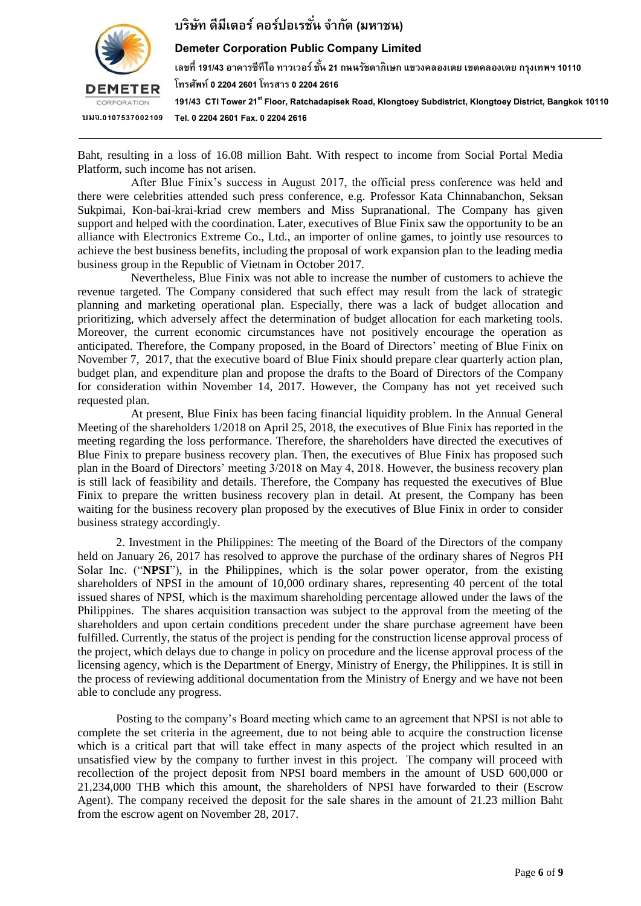Baht, resulting in a loss of 16.08 million Baht. With respect to income from Social Portal Media Platform, such income has not arisen.

After Blue Finix's success in August 2017, the official press conference was held and there were celebrities attended such press conference, e.g. Professor Kata Chinnabanchon, Seksan Sukpimai, Kon-bai-krai-kriad crew members and Miss Supranational. The Company has given support and helped with the coordination. Later, executives of Blue Finix saw the opportunity to be an alliance with Electronics Extreme Co., Ltd., an importer of online games, to jointly use resources to achieve the best business benefits, including the proposal of work expansion plan to the leading media business group in the Republic of Vietnam in October 2017.

Nevertheless, Blue Finix was not able to increase the number of customers to achieve the revenue targeted. The Company considered that such effect may result from the lack of strategic planning and marketing operational plan. Especially, there was a lack of budget allocation and prioritizing, which adversely affect the determination of budget allocation for each marketing tools. Moreover, the current economic circumstances have not positively encourage the operation as anticipated. Therefore, the Company proposed, in the Board of Directors' meeting of Blue Finix on November 7, 2017, that the executive board of Blue Finix should prepare clear quarterly action plan, budget plan, and expenditure plan and propose the drafts to the Board of Directors of the Company for consideration within November 14, 2017. However, the Company has not yet received such requested plan.

At present, Blue Finix has been facing financial liquidity problem. In the Annual General Meeting of the shareholders 1/2018 on April 25, 2018, the executives of Blue Finix has reported in the meeting regarding the loss performance. Therefore, the shareholders have directed the executives of Blue Finix to prepare business recovery plan. Then, the executives of Blue Finix has proposed such plan in the Board of Directors' meeting 3/2018 on May 4, 2018. However, the business recovery plan is still lack of feasibility and details. Therefore, the Company has requested the executives of Blue Finix to prepare the written business recovery plan in detail. At present, the Company has been waiting for the business recovery plan proposed by the executives of Blue Finix in order to consider business strategy accordingly.

2. Investment in the Philippines: The meeting of the Board of the Directors of the company held on January 26, 2017 has resolved to approve the purchase of the ordinary shares of Negros PH Solar Inc. ("**NPSI**"), in the Philippines, which is the solar power operator, from the existing shareholders of NPSI in the amount of 10,000 ordinary shares, representing 40 percent of the total issued shares of NPSI, which is the maximum shareholding percentage allowed under the laws of the Philippines. The shares acquisition transaction was subject to the approval from the meeting of the shareholders and upon certain conditions precedent under the share purchase agreement have been fulfilled. Currently, the status of the project is pending for the construction license approval process of the project, which delays due to change in policy on procedure and the license approval process of the licensing agency, which is the Department of Energy, Ministry of Energy, the Philippines. It is still in the process of reviewing additional documentation from the Ministry of Energy and we have not been able to conclude any progress.

Posting to the company's Board meeting which came to an agreement that NPSI is not able to complete the set criteria in the agreement, due to not being able to acquire the construction license which is a critical part that will take effect in many aspects of the project which resulted in an unsatisfied view by the company to further invest in this project. The company will proceed with recollection of the project deposit from NPSI board members in the amount of USD 600,000 or 21,234,000 THB which this amount, the shareholders of NPSI have forwarded to their (Escrow Agent). The company received the deposit for the sale shares in the amount of 21.23 million Baht from the escrow agent on November 28, 2017.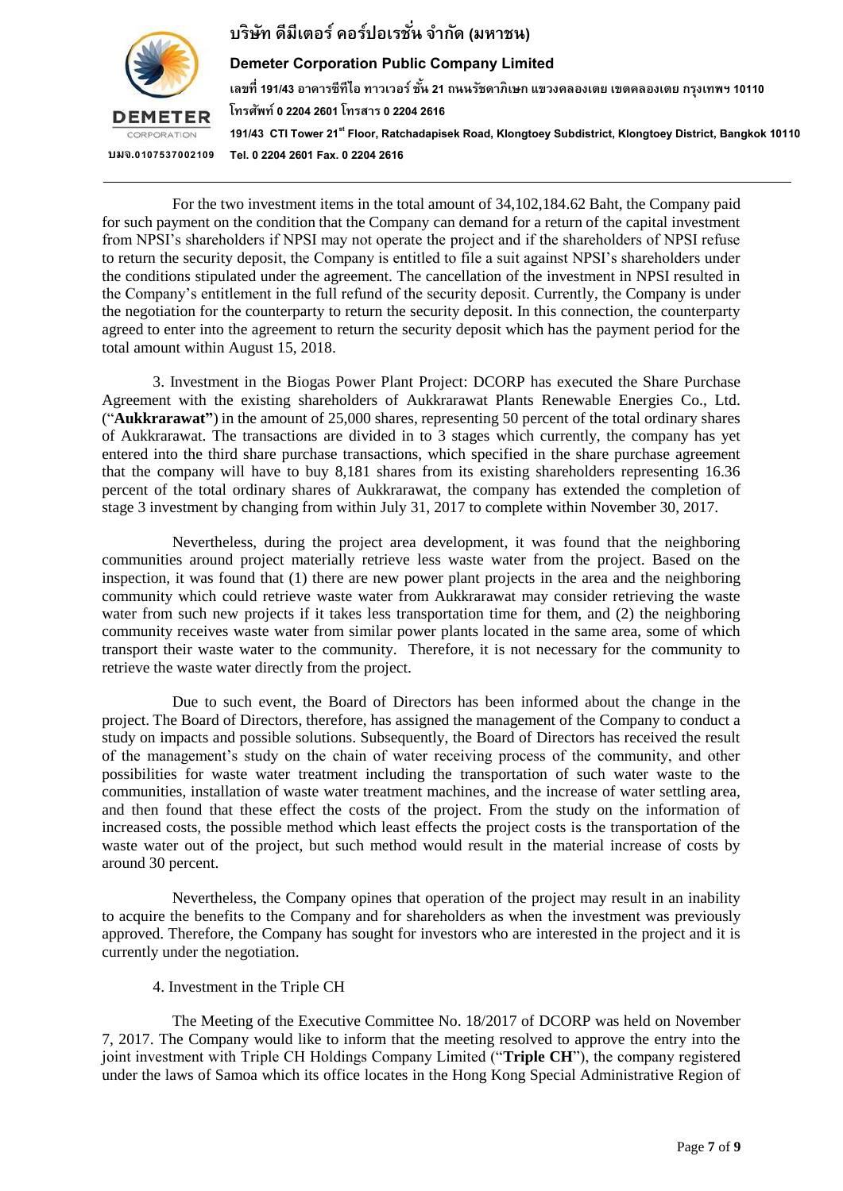For the two investment items in the total amount of 34,102,184.62 Baht, the Company paid for such payment on the condition that the Company can demand for a return of the capital investment from NPSI's shareholders if NPSI may not operate the project and if the shareholders of NPSI refuse to return the security deposit, the Company is entitled to file a suit against NPSI's shareholders under the conditions stipulated under the agreement. The cancellation of the investment in NPSI resulted in the Company's entitlement in the full refund of the security deposit. Currently, the Company is under the negotiation for the counterparty to return the security deposit. In this connection, the counterparty agreed to enter into the agreement to return the security deposit which has the payment period for the total amount within August 15, 2018.

3. Investment in the Biogas Power Plant Project: DCORP has executed the Share Purchase Agreement with the existing shareholders of Aukkrarawat Plants Renewable Energies Co., Ltd. ("**Aukkrarawat"**) in the amount of 25,000 shares, representing 50 percent of the total ordinary shares of Aukkrarawat. The transactions are divided in to 3 stages which currently, the company has yet entered into the third share purchase transactions, which specified in the share purchase agreement that the company will have to buy 8,181 shares from its existing shareholders representing 16.36 percent of the total ordinary shares of Aukkrarawat, the company has extended the completion of stage 3 investment by changing from within July 31, 2017 to complete within November 30, 2017.

Nevertheless, during the project area development, it was found that the neighboring communities around project materially retrieve less waste water from the project. Based on the inspection, it was found that (1) there are new power plant projects in the area and the neighboring community which could retrieve waste water from Aukkrarawat may consider retrieving the waste water from such new projects if it takes less transportation time for them, and (2) the neighboring community receives waste water from similar power plants located in the same area, some of which transport their waste water to the community. Therefore, it is not necessary for the community to retrieve the waste water directly from the project.

Due to such event, the Board of Directors has been informed about the change in the project. The Board of Directors, therefore, has assigned the management of the Company to conduct a study on impacts and possible solutions. Subsequently, the Board of Directors has received the result of the management's study on the chain of water receiving process of the community, and other possibilities for waste water treatment including the transportation of such water waste to the communities, installation of waste water treatment machines, and the increase of water settling area, and then found that these effect the costs of the project. From the study on the information of increased costs, the possible method which least effects the project costs is the transportation of the waste water out of the project, but such method would result in the material increase of costs by around 30 percent.

Nevertheless, the Company opines that operation of the project may result in an inability to acquire the benefits to the Company and for shareholders as when the investment was previously approved. Therefore, the Company has sought for investors who are interested in the project and it is currently under the negotiation.

4. Investment in the Triple CH

The Meeting of the Executive Committee No. 18/2017 of DCORP was held on November 7, 2017. The Company would like to inform that the meeting resolved to approve the entry into the joint investment with Triple CH Holdings Company Limited ("**Triple CH**"), the company registered under the laws of Samoa which its office locates in the Hong Kong Special Administrative Region of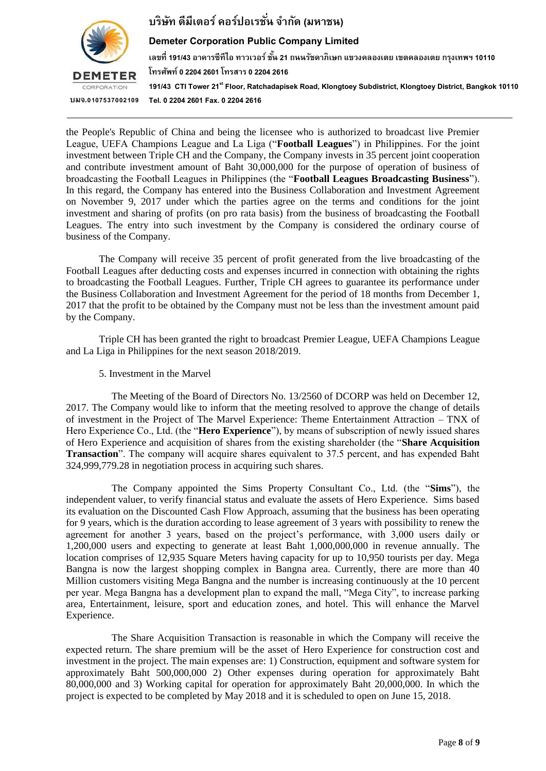the People's Republic of China and being the licensee who is authorized to broadcast live Premier League, UEFA Champions League and La Liga ("**Football Leagues**") in Philippines. For the joint investment between Triple CH and the Company, the Company invests in 35 percent joint cooperation and contribute investment amount of Baht 30,000,000 for the purpose of operation of business of broadcasting the Football Leagues in Philippines (the "**Football Leagues Broadcasting Business**"). In this regard, the Company has entered into the Business Collaboration and Investment Agreement on November 9, 2017 under which the parties agree on the terms and conditions for the joint investment and sharing of profits (on pro rata basis) from the business of broadcasting the Football Leagues. The entry into such investment by the Company is considered the ordinary course of business of the Company.

The Company will receive 35 percent of profit generated from the live broadcasting of the Football Leagues after deducting costs and expenses incurred in connection with obtaining the rights to broadcasting the Football Leagues. Further, Triple CH agrees to guarantee its performance under the Business Collaboration and Investment Agreement for the period of 18 months from December 1, 2017 that the profit to be obtained by the Company must not be less than the investment amount paid by the Company.

Triple CH has been granted the right to broadcast Premier League, UEFA Champions League and La Liga in Philippines for the next season 2018/2019.

5. Investment in the Marvel

The Meeting of the Board of Directors No. 13/2560 of DCORP was held on December 12, 2017. The Company would like to inform that the meeting resolved to approve the change of details of investment in the Project of The Marvel Experience: Theme Entertainment Attraction – TNX of Hero Experience Co., Ltd. (the "**Hero Experience**"), by means of subscription of newly issued shares of Hero Experience and acquisition of shares from the existing shareholder (the "**Share Acquisition Transaction**". The company will acquire shares equivalent to 37.5 percent, and has expended Baht 324,999,779.28 in negotiation process in acquiring such shares.

The Company appointed the Sims Property Consultant Co., Ltd. (the "**Sims**"), the independent valuer, to verify financial status and evaluate the assets of Hero Experience. Sims based its evaluation on the Discounted Cash Flow Approach, assuming that the business has been operating for 9 years, which is the duration according to lease agreement of 3 years with possibility to renew the agreement for another 3 years, based on the project's performance, with 3,000 users daily or 1,200,000 users and expecting to generate at least Baht 1,000,000,000 in revenue annually. The location comprises of 12,935 Square Meters having capacity for up to 10,950 tourists per day. Mega Bangna is now the largest shopping complex in Bangna area. Currently, there are more than 40 Million customers visiting Mega Bangna and the number is increasing continuously at the 10 percent per year. Mega Bangna has a development plan to expand the mall, "Mega City", to increase parking area, Entertainment, leisure, sport and education zones, and hotel. This will enhance the Marvel Experience.

The Share Acquisition Transaction is reasonable in which the Company will receive the expected return. The share premium will be the asset of Hero Experience for construction cost and investment in the project. The main expenses are: 1) Construction, equipment and software system for approximately Baht 500,000,000 2) Other expenses during operation for approximately Baht 80,000,000 and 3) Working capital for operation for approximately Baht 20,000,000. In which the project is expected to be completed by May 2018 and it is scheduled to open on June 15, 2018.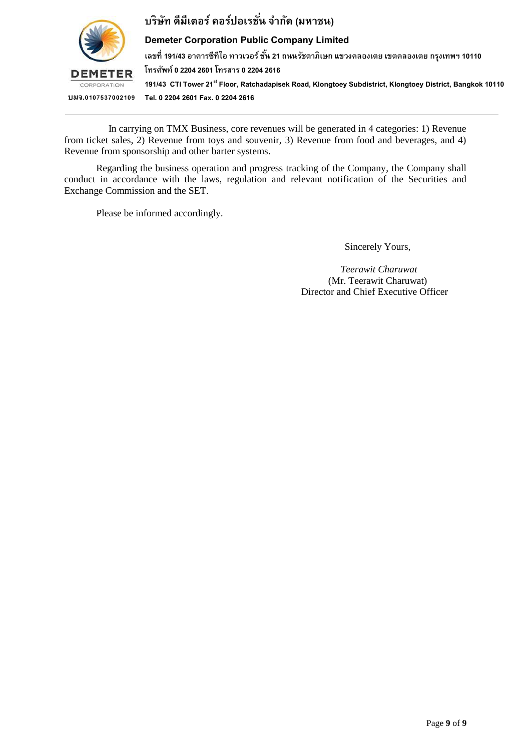In carrying on TMX Business, core revenues will be generated in 4 categories: 1) Revenue from ticket sales, 2) Revenue from toys and souvenir, 3) Revenue from food and beverages, and 4) Revenue from sponsorship and other barter systems.

Regarding the business operation and progress tracking of the Company, the Company shall conduct in accordance with the laws, regulation and relevant notification of the Securities and Exchange Commission and the SET.

Please be informed accordingly.

Sincerely Yours,

*Teerawit Charuwat*
(Mr. Teerawit Charuwat)
Director and Chief Executive Officer